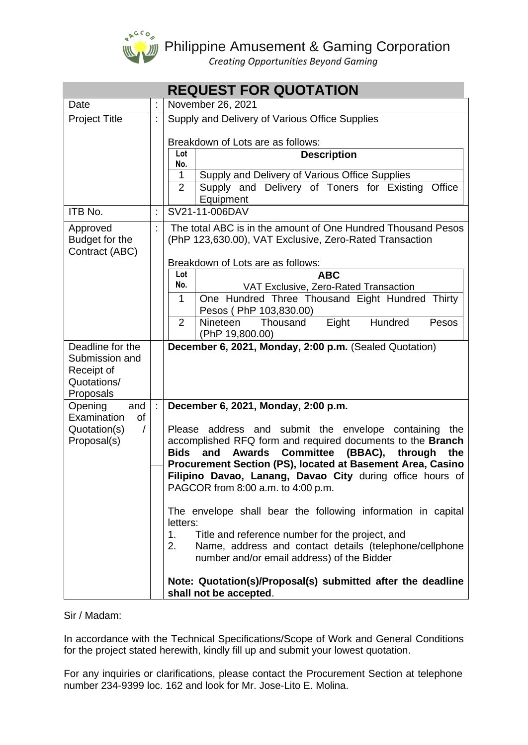Philippine Amusement & Gaming Corporation

*Creating Opportunities Beyond Gaming*

# REQUEST FOR QUOTATION

| | | |
|---|---|---|
| Date | : | November 26, 2021 |
| Project Title | : | Supply and Delivery of Various Office Supplies<br><br>Breakdown of Lots are as follows:<br><br>**Lot No.** \| **Description**<br>1 \| Supply and Delivery of Various Office Supplies<br>2 \| Supply and Delivery of Toners for Existing Office Equipment |
| ITB No. | : | SV21-11-006DAV |
| Approved Budget for the Contract (ABC) | : | The total ABC is in the amount of One Hundred Thousand Pesos (PhP 123,630.00), VAT Exclusive, Zero-Rated Transaction<br><br>Breakdown of Lots are as follows:<br><br>**Lot No.** \| **ABC** VAT Exclusive, Zero-Rated Transaction<br>1 \| One Hundred Three Thousand Eight Hundred Thirty Pesos ( PhP 103,830.00)<br>2 \| Nineteen Thousand Eight Hundred Pesos (PhP 19,800.00) |
| Deadline for the Submission and Receipt of Quotations/ Proposals | | **December 6, 2021, Monday, 2:00 p.m.** (Sealed Quotation) |
| Opening and Examination of Quotation(s) / Proposal(s) | : | **December 6, 2021, Monday, 2:00 p.m.**<br><br>Please address and submit the envelope containing the accomplished RFQ form and required documents to the **Branch Bids and Awards Committee (BBAC), through the Procurement Section (PS), located at Basement Area, Casino Filipino Davao, Lanang, Davao City** during office hours of PAGCOR from 8:00 a.m. to 4:00 p.m.<br><br>The envelope shall bear the following information in capital letters:<br>1. Title and reference number for the project, and<br>2. Name, address and contact details (telephone/cellphone number and/or email address) of the Bidder<br><br>**Note: Quotation(s)/Proposal(s) submitted after the deadline shall not be accepted**. |

Sir / Madam:

In accordance with the Technical Specifications/Scope of Work and General Conditions for the project stated herewith, kindly fill up and submit your lowest quotation.

For any inquiries or clarifications, please contact the Procurement Section at telephone number 234-9399 loc. 162 and look for Mr. Jose-Lito E. Molina.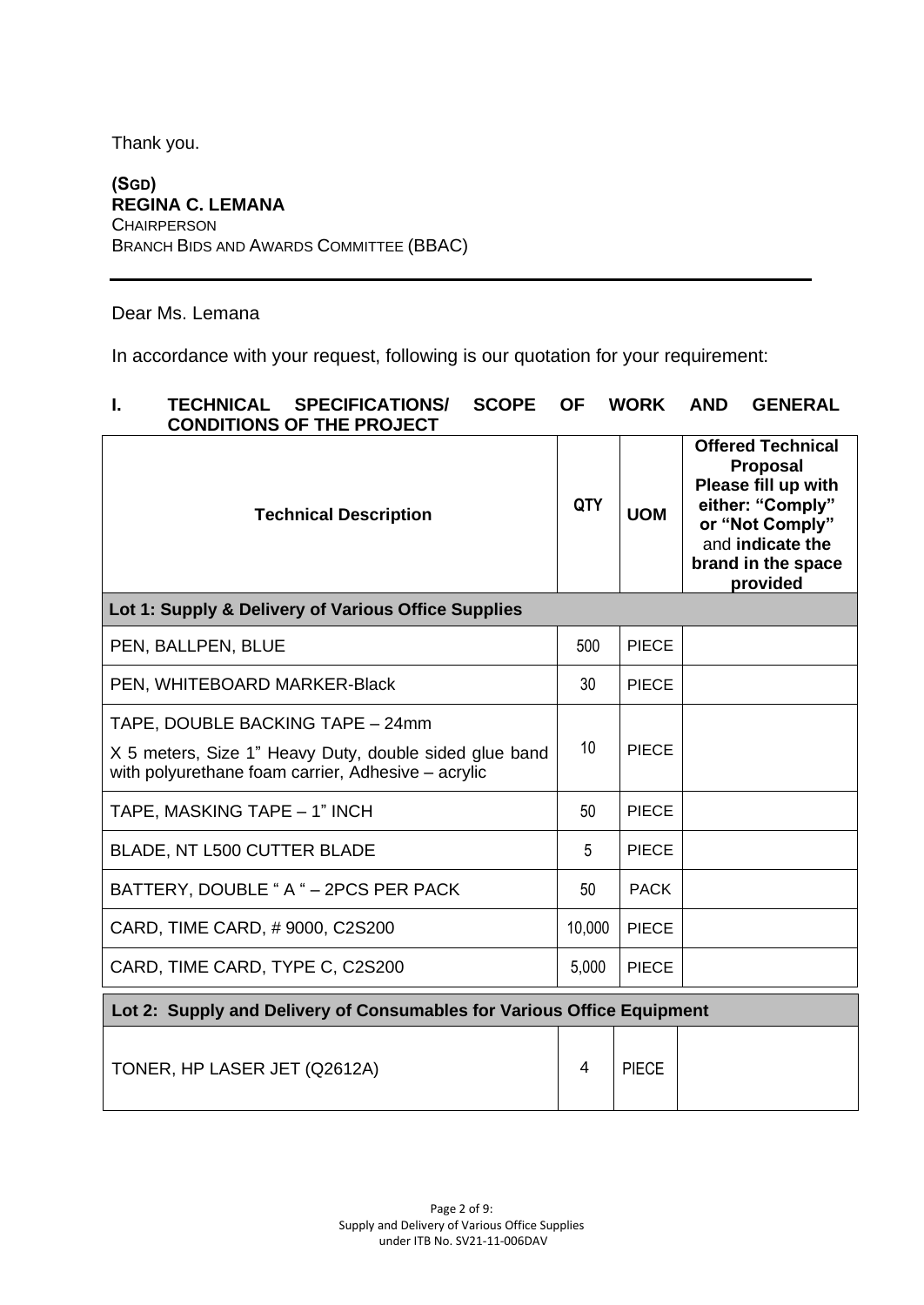Thank you.

**(SGD)**
**REGINA C. LEMANA**
CHAIRPERSON
BRANCH BIDS AND AWARDS COMMITTEE (BBAC)

---

Dear Ms. Lemana

In accordance with your request, following is our quotation for your requirement:

**I. TECHNICAL SPECIFICATIONS/ SCOPE OF WORK AND GENERAL CONDITIONS OF THE PROJECT**

| Technical Description | QTY | UOM | Offered Technical Proposal Please fill up with either: "Comply" or "Not Comply" and indicate the brand in the space provided |
|---|---|---|---|
| **Lot 1: Supply & Delivery of Various Office Supplies** | | | |
| PEN, BALLPEN, BLUE | 500 | PIECE | |
| PEN, WHITEBOARD MARKER-Black | 30 | PIECE | |
| TAPE, DOUBLE BACKING TAPE – 24mm X 5 meters, Size 1" Heavy Duty, double sided glue band with polyurethane foam carrier, Adhesive – acrylic | 10 | PIECE | |
| TAPE, MASKING TAPE – 1" INCH | 50 | PIECE | |
| BLADE, NT L500 CUTTER BLADE | 5 | PIECE | |
| BATTERY, DOUBLE " A " – 2PCS PER PACK | 50 | PACK | |
| CARD, TIME CARD, # 9000, C2S200 | 10,000 | PIECE | |
| CARD, TIME CARD, TYPE C, C2S200 | 5,000 | PIECE | |
| **Lot 2: Supply and Delivery of Consumables for Various Office Equipment** | | | |
| TONER, HP LASER JET (Q2612A) | 4 | PIECE | |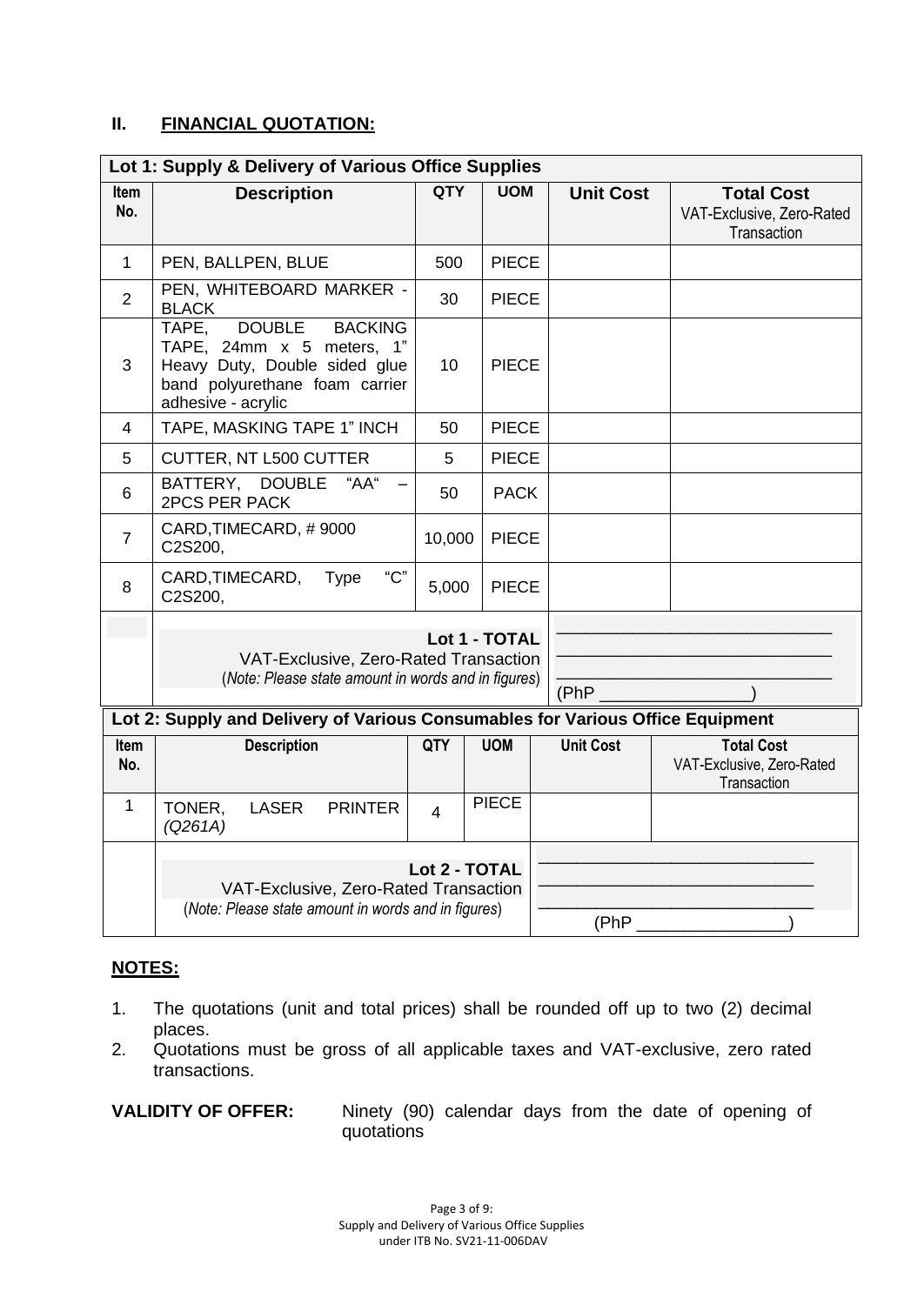## II. FINANCIAL QUOTATION:

| Lot 1: Supply & Delivery of Various Office Supplies | | | | | |
|---|---|---|---|---|---|
| **Item No.** | **Description** | **QTY** | **UOM** | **Unit Cost** | **Total Cost** VAT-Exclusive, Zero-Rated Transaction |
| 1 | PEN, BALLPEN, BLUE | 500 | PIECE | | |
| 2 | PEN, WHITEBOARD MARKER - BLACK | 30 | PIECE | | |
| 3 | TAPE, DOUBLE BACKING TAPE, 24mm x 5 meters, 1" Heavy Duty, Double sided glue band polyurethane foam carrier adhesive - acrylic | 10 | PIECE | | |
| 4 | TAPE, MASKING TAPE 1" INCH | 50 | PIECE | | |
| 5 | CUTTER, NT L500 CUTTER | 5 | PIECE | | |
| 6 | BATTERY, DOUBLE "AA" – 2PCS PER PACK | 50 | PACK | | |
| 7 | CARD,TIMECARD, # 9000 C2S200, | 10,000 | PIECE | | |
| 8 | CARD,TIMECARD, Type "C" C2S200, | 5,000 | PIECE | | |
| | **Lot 1 - TOTAL** VAT-Exclusive, Zero-Rated Transaction (*Note: Please state amount in words and in figures*) | | | ______________________________ ______________________________ ______________________________ (PhP ________________) | |

| Lot 2: Supply and Delivery of Various Consumables for Various Office Equipment | | | | | |
|---|---|---|---|---|---|
| **Item No.** | **Description** | **QTY** | **UOM** | **Unit Cost** | **Total Cost** VAT-Exclusive, Zero-Rated Transaction |
| 1 | TONER, LASER PRINTER *(Q261A)* | 4 | PIECE | | |
| | **Lot 2 - TOTAL** VAT-Exclusive, Zero-Rated Transaction (*Note: Please state amount in words and in figures*) | | | ______________________________ ______________________________ ______________________________ (PhP ________________) | |

**NOTES:**

1. The quotations (unit and total prices) shall be rounded off up to two (2) decimal places.
2. Quotations must be gross of all applicable taxes and VAT-exclusive, zero rated transactions.

**VALIDITY OF OFFER:** Ninety (90) calendar days from the date of opening of quotations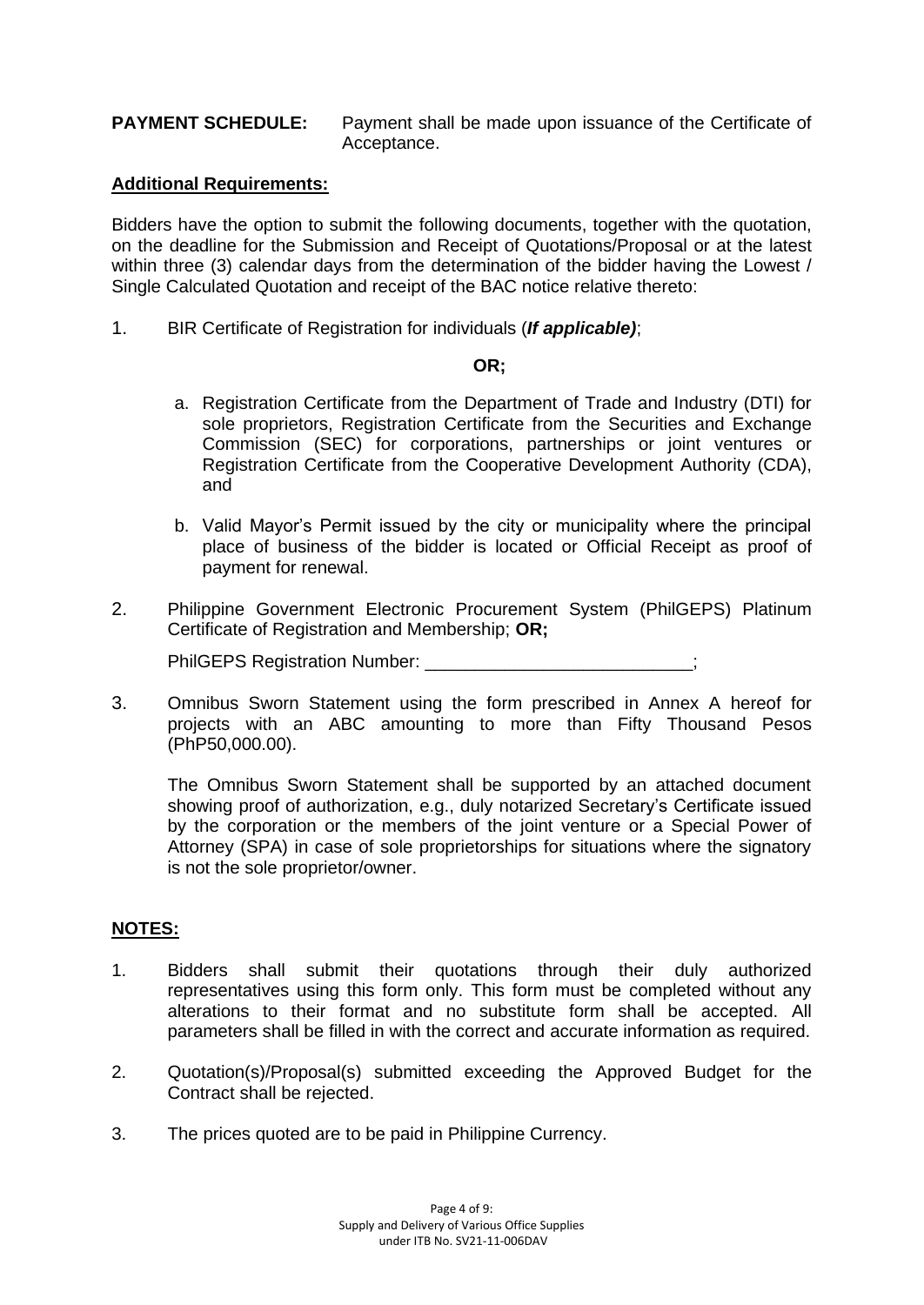**PAYMENT SCHEDULE:** Payment shall be made upon issuance of the Certificate of Acceptance.

**Additional Requirements:**

Bidders have the option to submit the following documents, together with the quotation, on the deadline for the Submission and Receipt of Quotations/Proposal or at the latest within three (3) calendar days from the determination of the bidder having the Lowest / Single Calculated Quotation and receipt of the BAC notice relative thereto:

1. BIR Certificate of Registration for individuals (***If applicable)***;

   **OR;**

   a. Registration Certificate from the Department of Trade and Industry (DTI) for sole proprietors, Registration Certificate from the Securities and Exchange Commission (SEC) for corporations, partnerships or joint ventures or Registration Certificate from the Cooperative Development Authority (CDA), and

   b. Valid Mayor's Permit issued by the city or municipality where the principal place of business of the bidder is located or Official Receipt as proof of payment for renewal.

2. Philippine Government Electronic Procurement System (PhilGEPS) Platinum Certificate of Registration and Membership; **OR;**

   PhilGEPS Registration Number: ___________________________;

3. Omnibus Sworn Statement using the form prescribed in Annex A hereof for projects with an ABC amounting to more than Fifty Thousand Pesos (PhP50,000.00).

   The Omnibus Sworn Statement shall be supported by an attached document showing proof of authorization, e.g., duly notarized Secretary's Certificate issued by the corporation or the members of the joint venture or a Special Power of Attorney (SPA) in case of sole proprietorships for situations where the signatory is not the sole proprietor/owner.

**NOTES:**

1. Bidders shall submit their quotations through their duly authorized representatives using this form only. This form must be completed without any alterations to their format and no substitute form shall be accepted. All parameters shall be filled in with the correct and accurate information as required.

2. Quotation(s)/Proposal(s) submitted exceeding the Approved Budget for the Contract shall be rejected.

3. The prices quoted are to be paid in Philippine Currency.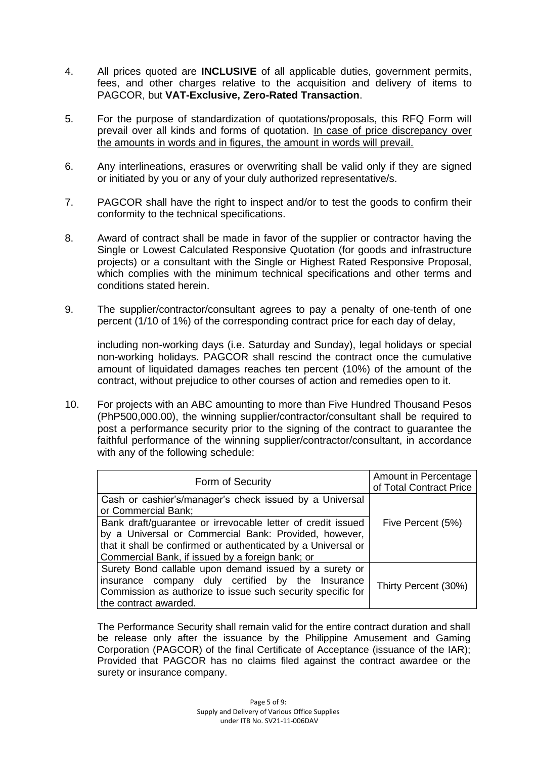4. All prices quoted are **INCLUSIVE** of all applicable duties, government permits, fees, and other charges relative to the acquisition and delivery of items to PAGCOR, but **VAT-Exclusive, Zero-Rated Transaction**.

5. For the purpose of standardization of quotations/proposals, this RFQ Form will prevail over all kinds and forms of quotation. In case of price discrepancy over the amounts in words and in figures, the amount in words will prevail.

6. Any interlineations, erasures or overwriting shall be valid only if they are signed or initiated by you or any of your duly authorized representative/s.

7. PAGCOR shall have the right to inspect and/or to test the goods to confirm their conformity to the technical specifications.

8. Award of contract shall be made in favor of the supplier or contractor having the Single or Lowest Calculated Responsive Quotation (for goods and infrastructure projects) or a consultant with the Single or Highest Rated Responsive Proposal, which complies with the minimum technical specifications and other terms and conditions stated herein.

9. The supplier/contractor/consultant agrees to pay a penalty of one-tenth of one percent (1/10 of 1%) of the corresponding contract price for each day of delay,

   including non-working days (i.e. Saturday and Sunday), legal holidays or special non-working holidays. PAGCOR shall rescind the contract once the cumulative amount of liquidated damages reaches ten percent (10%) of the amount of the contract, without prejudice to other courses of action and remedies open to it.

10. For projects with an ABC amounting to more than Five Hundred Thousand Pesos (PhP500,000.00), the winning supplier/contractor/consultant shall be required to post a performance security prior to the signing of the contract to guarantee the faithful performance of the winning supplier/contractor/consultant, in accordance with any of the following schedule:

| Form of Security | Amount in Percentage of Total Contract Price |
|---|---|
| Cash or cashier's/manager's check issued by a Universal or Commercial Bank;<br>Bank draft/guarantee or irrevocable letter of credit issued by a Universal or Commercial Bank: Provided, however, that it shall be confirmed or authenticated by a Universal or Commercial Bank, if issued by a foreign bank; or | Five Percent (5%) |
| Surety Bond callable upon demand issued by a surety or insurance company duly certified by the Insurance Commission as authorize to issue such security specific for the contract awarded. | Thirty Percent (30%) |

The Performance Security shall remain valid for the entire contract duration and shall be release only after the issuance by the Philippine Amusement and Gaming Corporation (PAGCOR) of the final Certificate of Acceptance (issuance of the IAR); Provided that PAGCOR has no claims filed against the contract awardee or the surety or insurance company.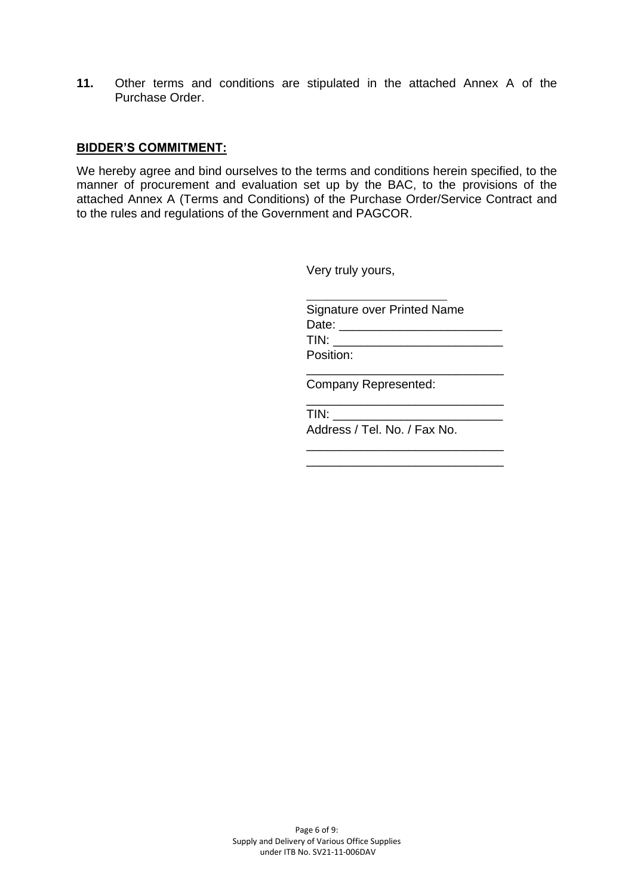**11.** Other terms and conditions are stipulated in the attached Annex A of the Purchase Order.

**BIDDER'S COMMITMENT:**

We hereby agree and bind ourselves to the terms and conditions herein specified, to the manner of procurement and evaluation set up by the BAC, to the provisions of the attached Annex A (Terms and Conditions) of the Purchase Order/Service Contract and to the rules and regulations of the Government and PAGCOR.

Very truly yours,

____________________

Signature over Printed Name

Date: ______________________

TIN: _______________________

Position:

____________________________

Company Represented:

____________________________

TIN: _______________________

Address / Tel. No. / Fax No.

____________________________

____________________________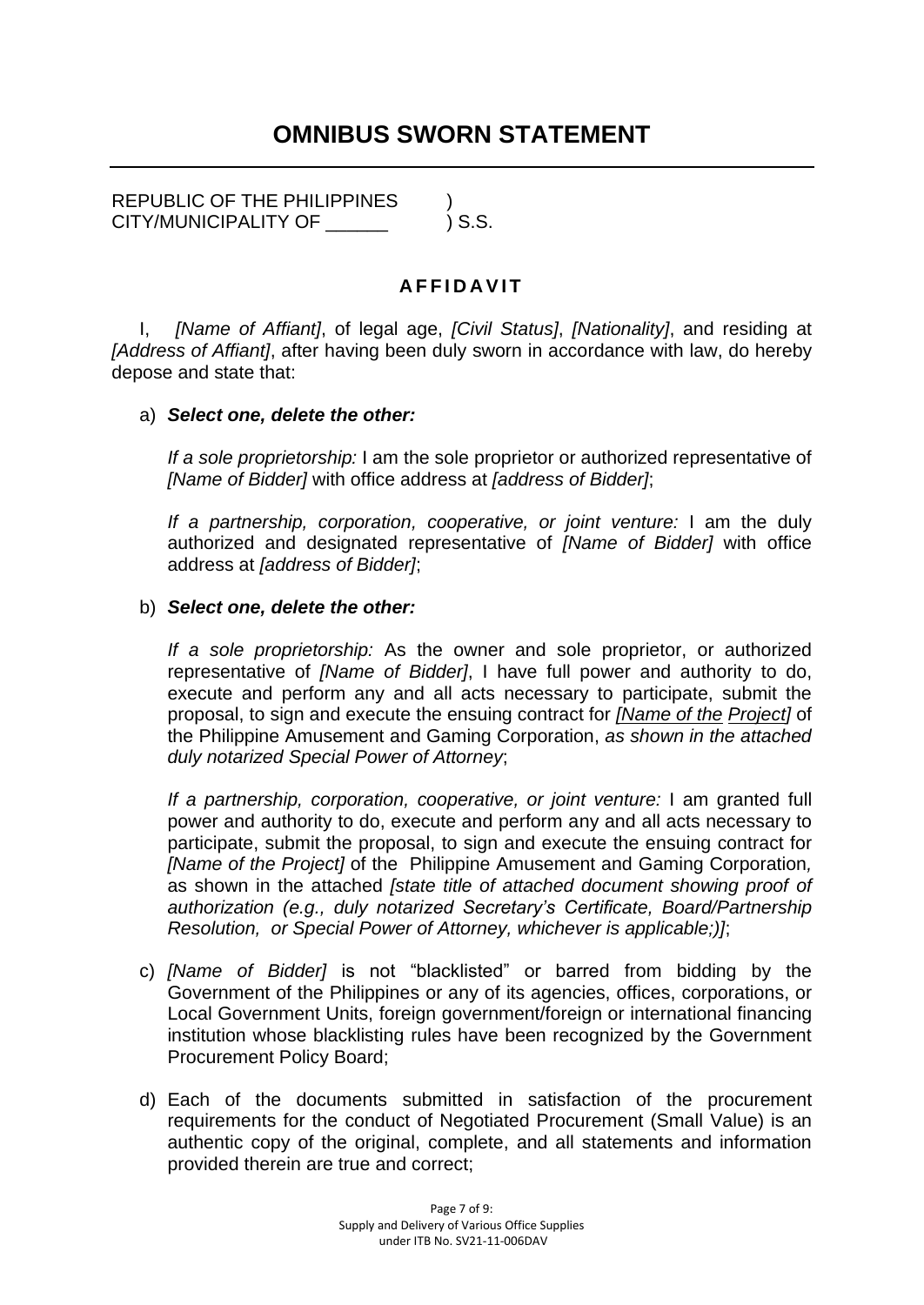# OMNIBUS SWORN STATEMENT

REPUBLIC OF THE PHILIPPINES )
CITY/MUNICIPALITY OF ______ ) S.S.

**AFFIDAVIT**

I, *[Name of Affiant]*, of legal age, *[Civil Status]*, *[Nationality]*, and residing at *[Address of Affiant]*, after having been duly sworn in accordance with law, do hereby depose and state that:

a) ***Select one, delete the other:***

   *If a sole proprietorship:* I am the sole proprietor or authorized representative of *[Name of Bidder]* with office address at *[address of Bidder]*;

   *If a partnership, corporation, cooperative, or joint venture:* I am the duly authorized and designated representative of *[Name of Bidder]* with office address at *[address of Bidder]*;

b) ***Select one, delete the other:***

   *If a sole proprietorship:* As the owner and sole proprietor, or authorized representative of *[Name of Bidder]*, I have full power and authority to do, execute and perform any and all acts necessary to participate, submit the proposal, to sign and execute the ensuing contract for *[Name of the Project]* of the Philippine Amusement and Gaming Corporation, *as shown in the attached duly notarized Special Power of Attorney*;

   *If a partnership, corporation, cooperative, or joint venture:* I am granted full power and authority to do, execute and perform any and all acts necessary to participate, submit the proposal, to sign and execute the ensuing contract for *[Name of the Project]* of the Philippine Amusement and Gaming Corporation*,* as shown in the attached *[state title of attached document showing proof of authorization (e.g., duly notarized Secretary's Certificate, Board/Partnership Resolution, or Special Power of Attorney, whichever is applicable;)]*;

c) *[Name of Bidder]* is not "blacklisted" or barred from bidding by the Government of the Philippines or any of its agencies, offices, corporations, or Local Government Units, foreign government/foreign or international financing institution whose blacklisting rules have been recognized by the Government Procurement Policy Board;

d) Each of the documents submitted in satisfaction of the procurement requirements for the conduct of Negotiated Procurement (Small Value) is an authentic copy of the original, complete, and all statements and information provided therein are true and correct;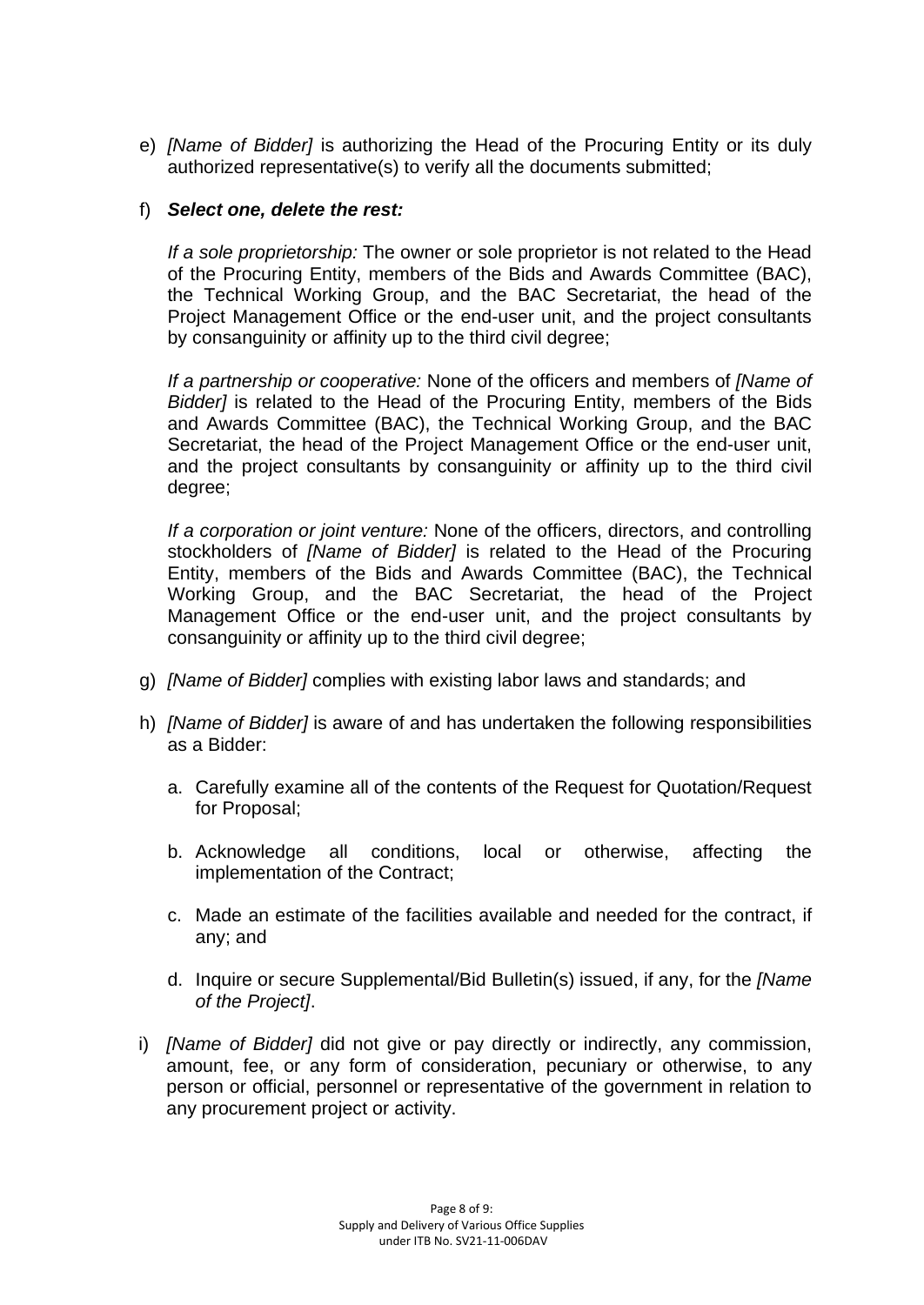e) *[Name of Bidder]* is authorizing the Head of the Procuring Entity or its duly authorized representative(s) to verify all the documents submitted;

f) ***Select one, delete the rest:***

   *If a sole proprietorship:* The owner or sole proprietor is not related to the Head of the Procuring Entity, members of the Bids and Awards Committee (BAC), the Technical Working Group, and the BAC Secretariat, the head of the Project Management Office or the end-user unit, and the project consultants by consanguinity or affinity up to the third civil degree;

   *If a partnership or cooperative:* None of the officers and members of *[Name of Bidder]* is related to the Head of the Procuring Entity, members of the Bids and Awards Committee (BAC), the Technical Working Group, and the BAC Secretariat, the head of the Project Management Office or the end-user unit, and the project consultants by consanguinity or affinity up to the third civil degree;

   *If a corporation or joint venture:* None of the officers, directors, and controlling stockholders of *[Name of Bidder]* is related to the Head of the Procuring Entity, members of the Bids and Awards Committee (BAC), the Technical Working Group, and the BAC Secretariat, the head of the Project Management Office or the end-user unit, and the project consultants by consanguinity or affinity up to the third civil degree;

g) *[Name of Bidder]* complies with existing labor laws and standards; and

h) *[Name of Bidder]* is aware of and has undertaken the following responsibilities as a Bidder:

   a. Carefully examine all of the contents of the Request for Quotation/Request for Proposal;

   b. Acknowledge all conditions, local or otherwise, affecting the implementation of the Contract;

   c. Made an estimate of the facilities available and needed for the contract, if any; and

   d. Inquire or secure Supplemental/Bid Bulletin(s) issued, if any, for the *[Name of the Project]*.

i) *[Name of Bidder]* did not give or pay directly or indirectly, any commission, amount, fee, or any form of consideration, pecuniary or otherwise, to any person or official, personnel or representative of the government in relation to any procurement project or activity.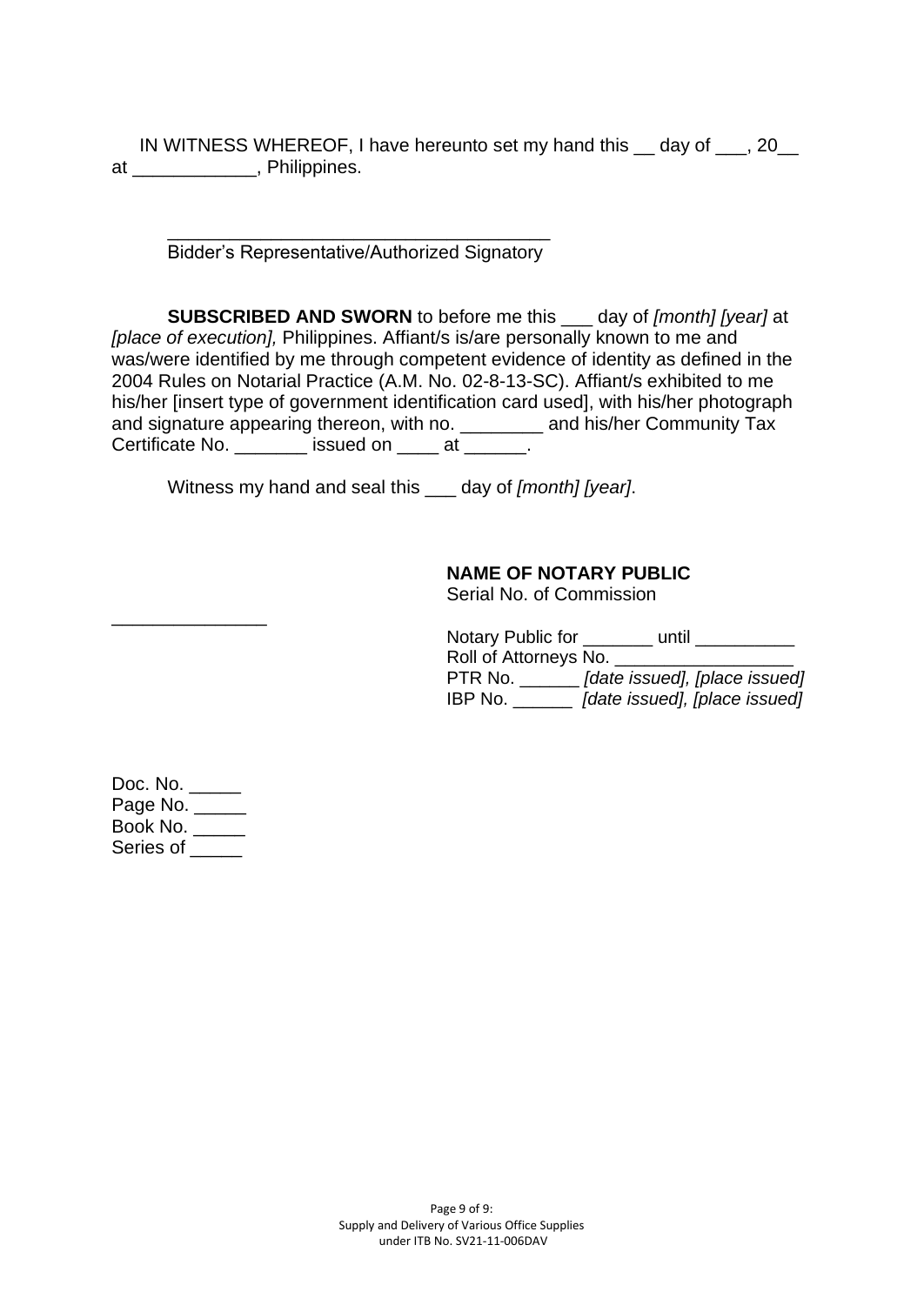IN WITNESS WHEREOF, I have hereunto set my hand this __ day of ___, 20__ at ____________, Philippines.

_____________________________________
Bidder's Representative/Authorized Signatory

**SUBSCRIBED AND SWORN** to before me this ___ day of *[month] [year]* at *[place of execution],* Philippines. Affiant/s is/are personally known to me and was/were identified by me through competent evidence of identity as defined in the 2004 Rules on Notarial Practice (A.M. No. 02-8-13-SC). Affiant/s exhibited to me his/her [insert type of government identification card used], with his/her photograph and signature appearing thereon, with no. ________ and his/her Community Tax Certificate No. _______ issued on ____ at ______.

Witness my hand and seal this ___ day of *[month] [year]*.

**NAME OF NOTARY PUBLIC**
Serial No. of Commission

_______________

Notary Public for _______ until __________
Roll of Attorneys No. _________________
PTR No. ______ *[date issued], [place issued]*
IBP No. ______ *[date issued], [place issued]*

Doc. No. _____
Page No. _____
Book No. _____
Series of _____